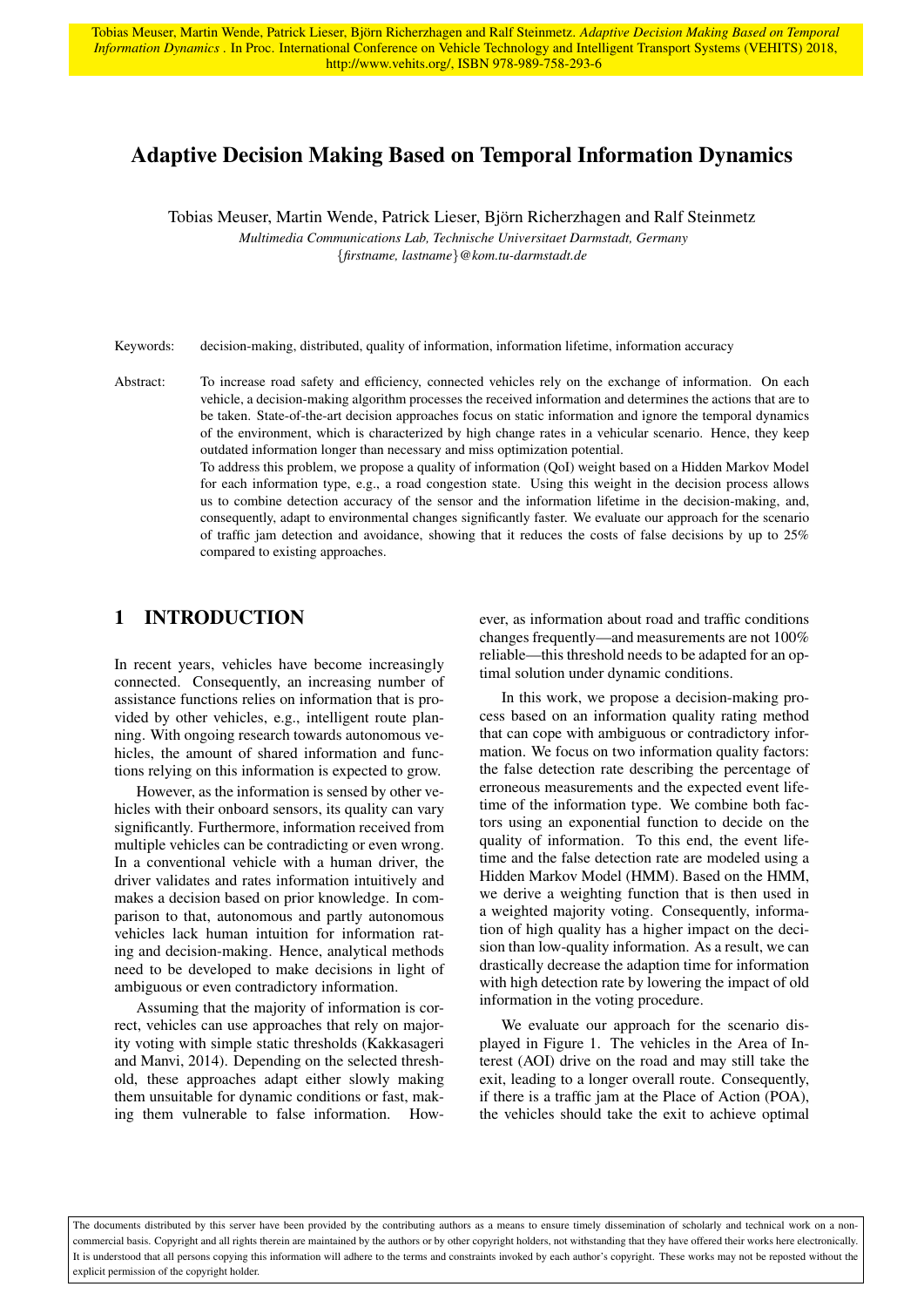Tobias Meuser, Martin Wende, Patrick Lieser, Björn Richerzhagen and Ralf Steinmetz. *Adaptive Decision Making Based on Temporal Information Dynamics* . In Proc. International Conference on Vehicle Technology and Intelligent Transport Systems (VEHITS) 2018, http://www.vehits.org/, ISBN 978-989-758-293-6

# Adaptive Decision Making Based on Temporal Information Dynamics

Tobias Meuser, Martin Wende, Patrick Lieser, Björn Richerzhagen and Ralf Steinmetz

*Multimedia Communications Lab, Technische Universitaet Darmstadt, Germany*

{*firstname, lastname*}*@kom.tu-darmstadt.de*

Keywords: decision-making, distributed, quality of information, information lifetime, information accuracy

Abstract: To increase road safety and efficiency, connected vehicles rely on the exchange of information. On each vehicle, a decision-making algorithm processes the received information and determines the actions that are to be taken. State-of-the-art decision approaches focus on static information and ignore the temporal dynamics of the environment, which is characterized by high change rates in a vehicular scenario. Hence, they keep outdated information longer than necessary and miss optimization potential.
To address this problem, we propose a quality of information (QoI) weight based on a Hidden Markov Model for each information type, e.g., a road congestion state. Using this weight in the decision process allows us to combine detection accuracy of the sensor and the information lifetime in the decision-making, and, consequently, adapt to environmental changes significantly faster. We evaluate our approach for the scenario of traffic jam detection and avoidance, showing that it reduces the costs of false decisions by up to 25% compared to existing approaches.

## 1 INTRODUCTION

In recent years, vehicles have become increasingly connected. Consequently, an increasing number of assistance functions relies on information that is provided by other vehicles, e.g., intelligent route planning. With ongoing research towards autonomous vehicles, the amount of shared information and functions relying on this information is expected to grow.

However, as the information is sensed by other vehicles with their onboard sensors, its quality can vary significantly. Furthermore, information received from multiple vehicles can be contradicting or even wrong. In a conventional vehicle with a human driver, the driver validates and rates information intuitively and makes a decision based on prior knowledge. In comparison to that, autonomous and partly autonomous vehicles lack human intuition for information rating and decision-making. Hence, analytical methods need to be developed to make decisions in light of ambiguous or even contradictory information.

Assuming that the majority of information is correct, vehicles can use approaches that rely on majority voting with simple static thresholds (Kakkasageri and Manvi, 2014). Depending on the selected threshold, these approaches adapt either slowly making them unsuitable for dynamic conditions or fast, making them vulnerable to false information. However, as information about road and traffic conditions changes frequently—and measurements are not 100% reliable—this threshold needs to be adapted for an optimal solution under dynamic conditions.

In this work, we propose a decision-making process based on an information quality rating method that can cope with ambiguous or contradictory information. We focus on two information quality factors: the false detection rate describing the percentage of erroneous measurements and the expected event lifetime of the information type. We combine both factors using an exponential function to decide on the quality of information. To this end, the event lifetime and the false detection rate are modeled using a Hidden Markov Model (HMM). Based on the HMM, we derive a weighting function that is then used in a weighted majority voting. Consequently, information of high quality has a higher impact on the decision than low-quality information. As a result, we can drastically decrease the adaption time for information with high detection rate by lowering the impact of old information in the voting procedure.

We evaluate our approach for the scenario displayed in Figure 1. The vehicles in the Area of Interest (AOI) drive on the road and may still take the exit, leading to a longer overall route. Consequently, if there is a traffic jam at the Place of Action (POA), the vehicles should take the exit to achieve optimal

The documents distributed by this server have been provided by the contributing authors as a means to ensure timely dissemination of scholarly and technical work on a non-commercial basis. Copyright and all rights therein are maintained by the authors or by other copyright holders, not withstanding that they have offered their works here electronically. It is understood that all persons copying this information will adhere to the terms and constraints invoked by each author's copyright. These works may not be reposted without the explicit permission of the copyright holder.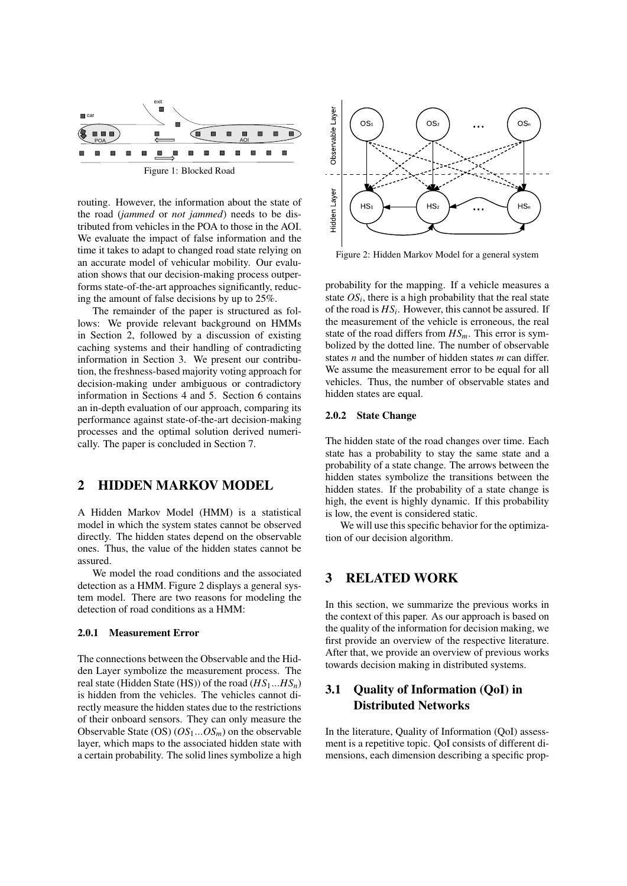Figure 1: Blocked Road

routing. However, the information about the state of the road (*jammed* or *not jammed*) needs to be distributed from vehicles in the POA to those in the AOI. We evaluate the impact of false information and the time it takes to adapt to changed road state relying on an accurate model of vehicular mobility. Our evaluation shows that our decision-making process outperforms state-of-the-art approaches significantly, reducing the amount of false decisions by up to 25%.

The remainder of the paper is structured as follows: We provide relevant background on HMMs in Section 2, followed by a discussion of existing caching systems and their handling of contradicting information in Section 3. We present our contribution, the freshness-based majority voting approach for decision-making under ambiguous or contradictory information in Sections 4 and 5. Section 6 contains an in-depth evaluation of our approach, comparing its performance against state-of-the-art decision-making processes and the optimal solution derived numerically. The paper is concluded in Section 7.

## 2 HIDDEN MARKOV MODEL

A Hidden Markov Model (HMM) is a statistical model in which the system states cannot be observed directly. The hidden states depend on the observable ones. Thus, the value of the hidden states cannot be assured.

We model the road conditions and the associated detection as a HMM. Figure 2 displays a general system model. There are two reasons for modeling the detection of road conditions as a HMM:

### 2.0.1 Measurement Error

The connections between the Observable and the Hidden Layer symbolize the measurement process. The real state (Hidden State (HS)) of the road ($HS_1 ... HS_n$) is hidden from the vehicles. The vehicles cannot directly measure the hidden states due to the restrictions of their onboard sensors. They can only measure the Observable State (OS) ($OS_1 ... OS_m$) on the observable layer, which maps to the associated hidden state with a certain probability. The solid lines symbolize a high probability for the mapping. If a vehicle measures a state $OS_i$, there is a high probability that the real state of the road is $HS_i$. However, this cannot be assured. If the measurement of the vehicle is erroneous, the real state of the road differs from $HS_m$. This error is symbolized by the dotted line. The number of observable states $n$ and the number of hidden states $m$ can differ. We assume the measurement error to be equal for all vehicles. Thus, the number of observable states and hidden states are equal.

Figure 2: Hidden Markov Model for a general system

### 2.0.2 State Change

The hidden state of the road changes over time. Each state has a probability to stay the same state and a probability of a state change. The arrows between the hidden states symbolize the transitions between the hidden states. If the probability of a state change is high, the event is highly dynamic. If this probability is low, the event is considered static.

We will use this specific behavior for the optimization of our decision algorithm.

## 3 RELATED WORK

In this section, we summarize the previous works in the context of this paper. As our approach is based on the quality of the information for decision making, we first provide an overview of the respective literature. After that, we provide an overview of previous works towards decision making in distributed systems.

## 3.1 Quality of Information (QoI) in Distributed Networks

In the literature, Quality of Information (QoI) assessment is a repetitive topic. QoI consists of different dimensions, each dimension describing a specific prop-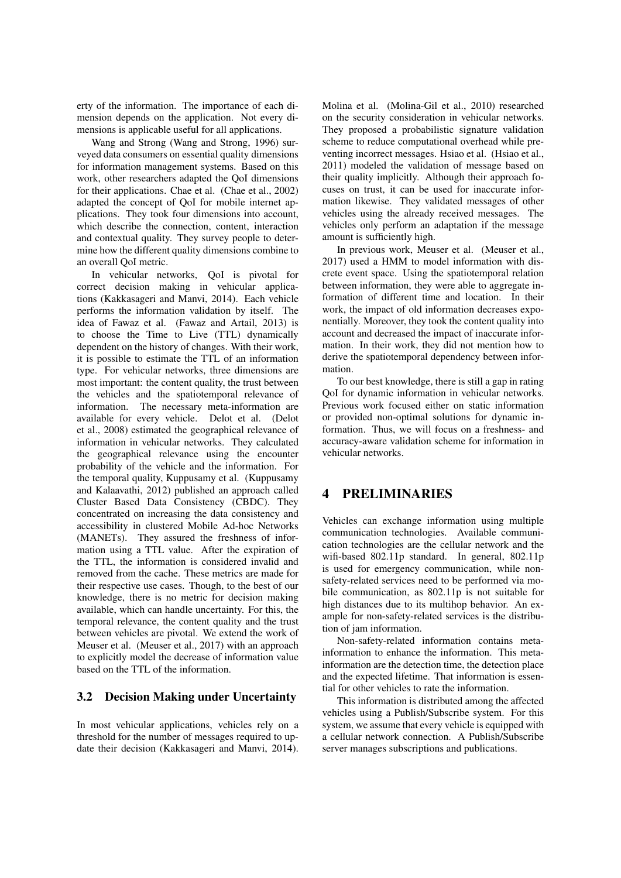erty of the information. The importance of each dimension depends on the application. Not every dimensions is applicable useful for all applications.

Wang and Strong (Wang and Strong, 1996) surveyed data consumers on essential quality dimensions for information management systems. Based on this work, other researchers adapted the QoI dimensions for their applications. Chae et al. (Chae et al., 2002) adapted the concept of QoI for mobile internet applications. They took four dimensions into account, which describe the connection, content, interaction and contextual quality. They survey people to determine how the different quality dimensions combine to an overall QoI metric.

In vehicular networks, QoI is pivotal for correct decision making in vehicular applications (Kakkasageri and Manvi, 2014). Each vehicle performs the information validation by itself. The idea of Fawaz et al. (Fawaz and Artail, 2013) is to choose the Time to Live (TTL) dynamically dependent on the history of changes. With their work, it is possible to estimate the TTL of an information type. For vehicular networks, three dimensions are most important: the content quality, the trust between the vehicles and the spatiotemporal relevance of information. The necessary meta-information are available for every vehicle. Delot et al. (Delot et al., 2008) estimated the geographical relevance of information in vehicular networks. They calculated the geographical relevance using the encounter probability of the vehicle and the information. For the temporal quality, Kuppusamy et al. (Kuppusamy and Kalaavathi, 2012) published an approach called Cluster Based Data Consistency (CBDC). They concentrated on increasing the data consistency and accessibility in clustered Mobile Ad-hoc Networks (MANETs). They assured the freshness of information using a TTL value. After the expiration of the TTL, the information is considered invalid and removed from the cache. These metrics are made for their respective use cases. Though, to the best of our knowledge, there is no metric for decision making available, which can handle uncertainty. For this, the temporal relevance, the content quality and the trust between vehicles are pivotal. We extend the work of Meuser et al. (Meuser et al., 2017) with an approach to explicitly model the decrease of information value based on the TTL of the information.

### 3.2 Decision Making under Uncertainty

In most vehicular applications, vehicles rely on a threshold for the number of messages required to update their decision (Kakkasageri and Manvi, 2014). Molina et al. (Molina-Gil et al., 2010) researched on the security consideration in vehicular networks. They proposed a probabilistic signature validation scheme to reduce computational overhead while preventing incorrect messages. Hsiao et al. (Hsiao et al., 2011) modeled the validation of message based on their quality implicitly. Although their approach focuses on trust, it can be used for inaccurate information likewise. They validated messages of other vehicles using the already received messages. The vehicles only perform an adaptation if the message amount is sufficiently high.

In previous work, Meuser et al. (Meuser et al., 2017) used a HMM to model information with discrete event space. Using the spatiotemporal relation between information, they were able to aggregate information of different time and location. In their work, the impact of old information decreases exponentially. Moreover, they took the content quality into account and decreased the impact of inaccurate information. In their work, they did not mention how to derive the spatiotemporal dependency between information.

To our best knowledge, there is still a gap in rating QoI for dynamic information in vehicular networks. Previous work focused either on static information or provided non-optimal solutions for dynamic information. Thus, we will focus on a freshness- and accuracy-aware validation scheme for information in vehicular networks.

## 4 PRELIMINARIES

Vehicles can exchange information using multiple communication technologies. Available communication technologies are the cellular network and the wifi-based 802.11p standard. In general, 802.11p is used for emergency communication, while non-safety-related services need to be performed via mobile communication, as 802.11p is not suitable for high distances due to its multihop behavior. An example for non-safety-related services is the distribution of jam information.

Non-safety-related information contains meta-information to enhance the information. This meta-information are the detection time, the detection place and the expected lifetime. That information is essential for other vehicles to rate the information.

This information is distributed among the affected vehicles using a Publish/Subscribe system. For this system, we assume that every vehicle is equipped with a cellular network connection. A Publish/Subscribe server manages subscriptions and publications.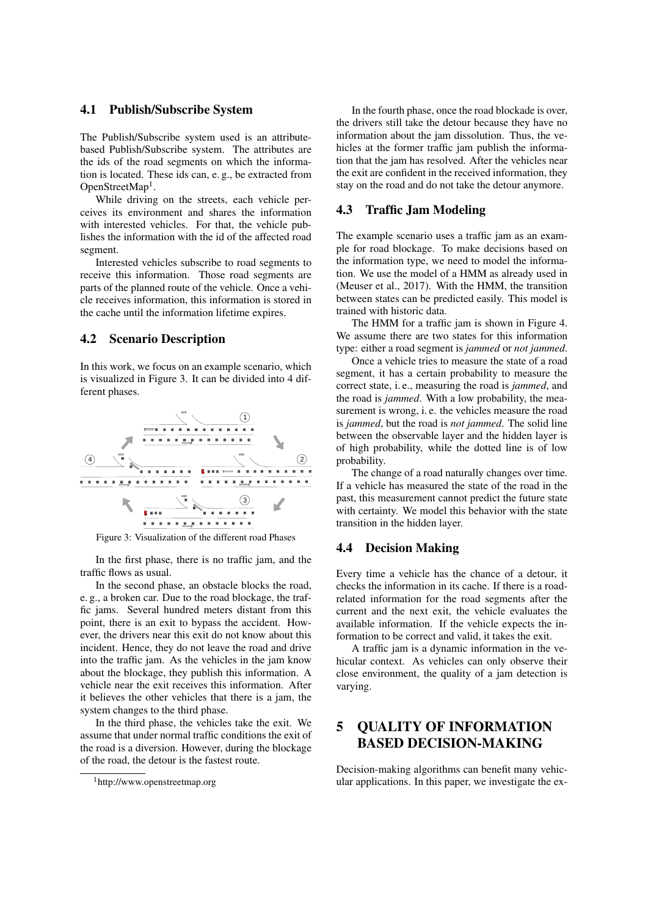### 4.1 Publish/Subscribe System

The Publish/Subscribe system used is an attribute-based Publish/Subscribe system. The attributes are the ids of the road segments on which the information is located. These ids can, e. g., be extracted from OpenStreetMap[1].

While driving on the streets, each vehicle perceives its environment and shares the information with interested vehicles. For that, the vehicle publishes the information with the id of the affected road segment.

Interested vehicles subscribe to road segments to receive this information. Those road segments are parts of the planned route of the vehicle. Once a vehicle receives information, this information is stored in the cache until the information lifetime expires.

### 4.2 Scenario Description

In this work, we focus on an example scenario, which is visualized in Figure 3. It can be divided into 4 different phases.

Figure 3: Visualization of the different road Phases

In the first phase, there is no traffic jam, and the traffic flows as usual.

In the second phase, an obstacle blocks the road, e. g., a broken car. Due to the road blockage, the traffic jams. Several hundred meters distant from this point, there is an exit to bypass the accident. However, the drivers near this exit do not know about this incident. Hence, they do not leave the road and drive into the traffic jam. As the vehicles in the jam know about the blockage, they publish this information. A vehicle near the exit receives this information. After it believes the other vehicles that there is a jam, the system changes to the third phase.

In the third phase, the vehicles take the exit. We assume that under normal traffic conditions the exit of the road is a diversion. However, during the blockage of the road, the detour is the fastest route.

[1]http://www.openstreetmap.org

In the fourth phase, once the road blockade is over, the drivers still take the detour because they have no information about the jam dissolution. Thus, the vehicles at the former traffic jam publish the information that the jam has resolved. After the vehicles near the exit are confident in the received information, they stay on the road and do not take the detour anymore.

### 4.3 Traffic Jam Modeling

The example scenario uses a traffic jam as an example for road blockage. To make decisions based on the information type, we need to model the information. We use the model of a HMM as already used in (Meuser et al., 2017). With the HMM, the transition between states can be predicted easily. This model is trained with historic data.

The HMM for a traffic jam is shown in Figure 4. We assume there are two states for this information type: either a road segment is *jammed* or *not jammed*.

Once a vehicle tries to measure the state of a road segment, it has a certain probability to measure the correct state, i. e., measuring the road is *jammed*, and the road is *jammed*. With a low probability, the measurement is wrong, i. e. the vehicles measure the road is *jammed*, but the road is *not jammed*. The solid line between the observable layer and the hidden layer is of high probability, while the dotted line is of low probability.

The change of a road naturally changes over time. If a vehicle has measured the state of the road in the past, this measurement cannot predict the future state with certainty. We model this behavior with the state transition in the hidden layer.

### 4.4 Decision Making

Every time a vehicle has the chance of a detour, it checks the information in its cache. If there is a road-related information for the road segments after the current and the next exit, the vehicle evaluates the available information. If the vehicle expects the information to be correct and valid, it takes the exit.

A traffic jam is a dynamic information in the vehicular context. As vehicles can only observe their close environment, the quality of a jam detection is varying.

## 5 QUALITY OF INFORMATION BASED DECISION-MAKING

Decision-making algorithms can benefit many vehicular applications. In this paper, we investigate the ex-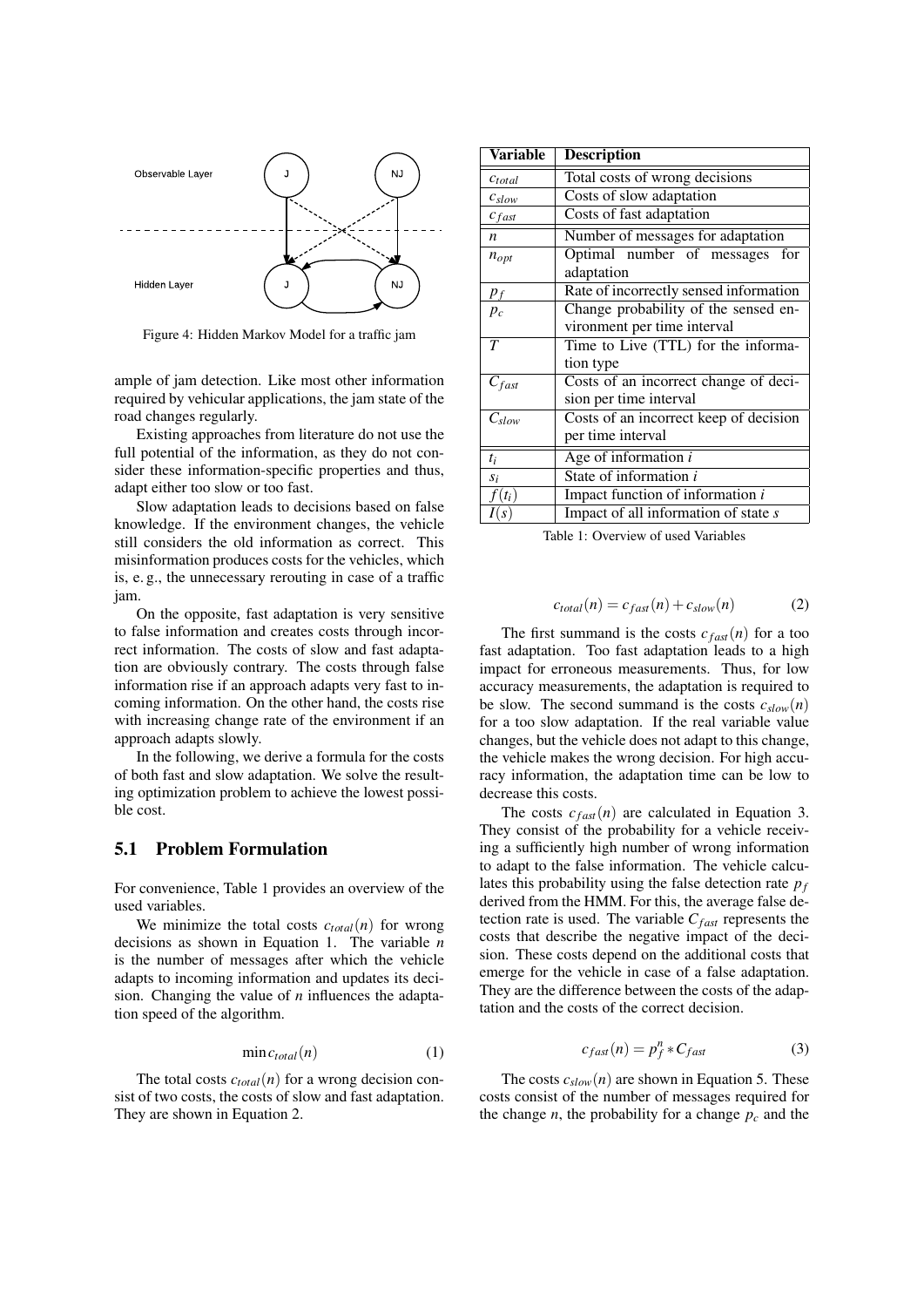Figure 4: Hidden Markov Model for a traffic jam

ample of jam detection. Like most other information required by vehicular applications, the jam state of the road changes regularly.

Existing approaches from literature do not use the full potential of the information, as they do not consider these information-specific properties and thus, adapt either too slow or too fast.

Slow adaptation leads to decisions based on false knowledge. If the environment changes, the vehicle still considers the old information as correct. This misinformation produces costs for the vehicles, which is, e. g., the unnecessary rerouting in case of a traffic jam.

On the opposite, fast adaptation is very sensitive to false information and creates costs through incorrect information. The costs of slow and fast adaptation are obviously contrary. The costs through false information rise if an approach adapts very fast to incoming information. On the other hand, the costs rise with increasing change rate of the environment if an approach adapts slowly.

In the following, we derive a formula for the costs of both fast and slow adaptation. We solve the resulting optimization problem to achieve the lowest possible cost.

## 5.1 Problem Formulation

For convenience, Table 1 provides an overview of the used variables.

We minimize the total costs $c_{total}(n)$ for wrong decisions as shown in Equation 1. The variable $n$ is the number of messages after which the vehicle adapts to incoming information and updates its decision. Changing the value of $n$ influences the adaptation speed of the algorithm.

$$\min c_{total}(n) \tag{1}$$

The total costs $c_{total}(n)$ for a wrong decision consist of two costs, the costs of slow and fast adaptation. They are shown in Equation 2.

| Variable | Description |
|---|---|
| $c_{total}$ | Total costs of wrong decisions |
| $c_{slow}$ | Costs of slow adaptation |
| $c_{fast}$ | Costs of fast adaptation |
| $n$ | Number of messages for adaptation |
| $n_{opt}$ | Optimal number of messages for adaptation |
| $p_f$ | Rate of incorrectly sensed information |
| $p_c$ | Change probability of the sensed environment per time interval |
| $T$ | Time to Live (TTL) for the information type |
| $C_{fast}$ | Costs of an incorrect change of decision per time interval |
| $C_{slow}$ | Costs of an incorrect keep of decision per time interval |
| $t_i$ | Age of information $i$ |
| $s_i$ | State of information $i$ |
| $f(t_i)$ | Impact function of information $i$ |
| $I(s)$ | Impact of all information of state $s$ |

Table 1: Overview of used Variables

$$c_{total}(n) = c_{fast}(n) + c_{slow}(n) \tag{2}$$

The first summand is the costs $c_{fast}(n)$ for a too fast adaptation. Too fast adaptation leads to a high impact for erroneous measurements. Thus, for low accuracy measurements, the adaptation is required to be slow. The second summand is the costs $c_{slow}(n)$ for a too slow adaptation. If the real variable value changes, but the vehicle does not adapt to this change, the vehicle makes the wrong decision. For high accuracy information, the adaptation time can be low to decrease this costs.

The costs $c_{fast}(n)$ are calculated in Equation 3. They consist of the probability for a vehicle receiving a sufficiently high number of wrong information to adapt to the false information. The vehicle calculates this probability using the false detection rate $p_f$ derived from the HMM. For this, the average false detection rate is used. The variable $C_{fast}$ represents the costs that describe the negative impact of the decision. These costs depend on the additional costs that emerge for the vehicle in case of a false adaptation. They are the difference between the costs of the adaptation and the costs of the correct decision.

$$c_{fast}(n) = p_f^n * C_{fast} \tag{3}$$

The costs $c_{slow}(n)$ are shown in Equation 5. These costs consist of the number of messages required for the change $n$, the probability for a change $p_c$ and the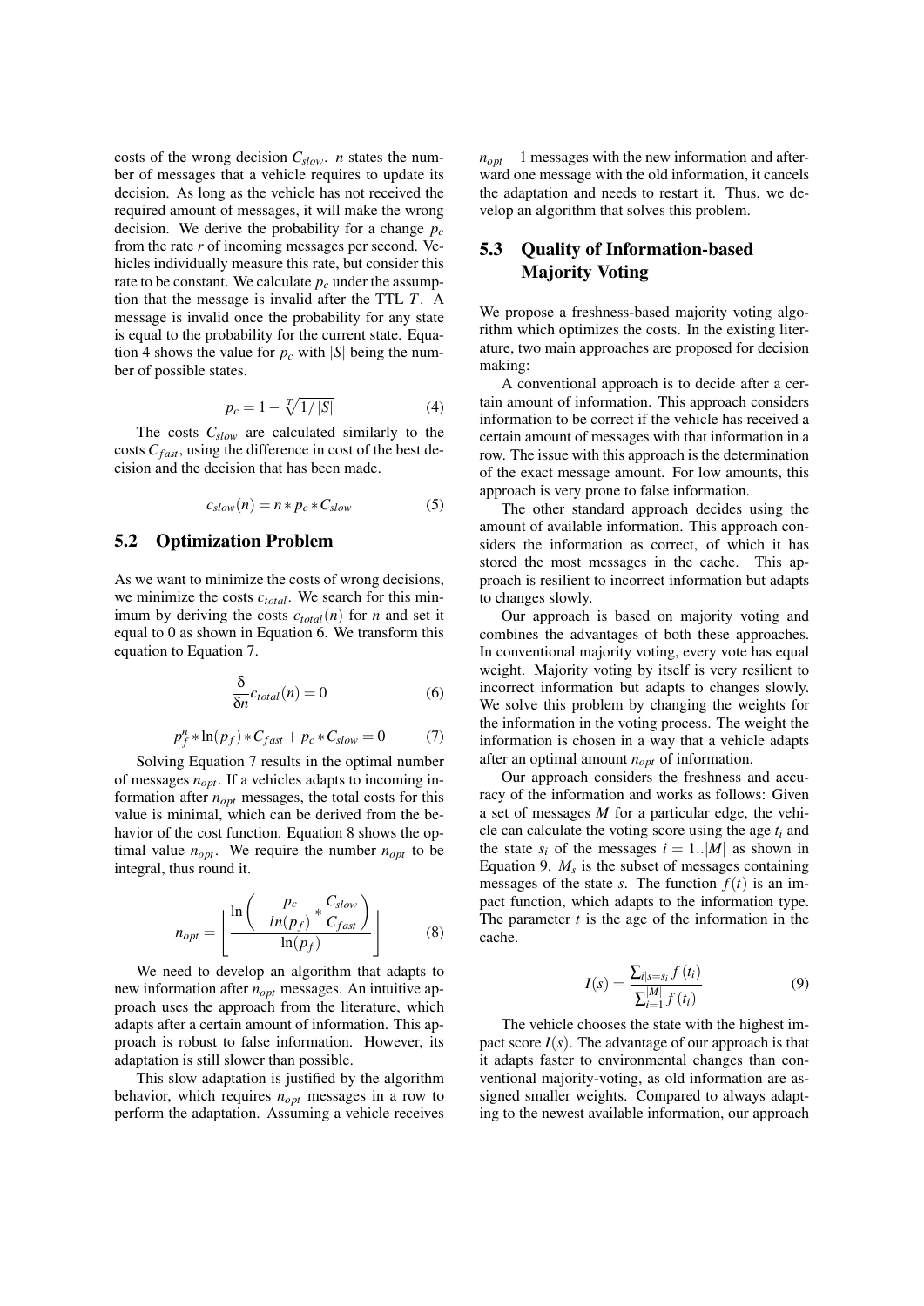costs of the wrong decision $C_{slow}$. $n$ states the number of messages that a vehicle requires to update its decision. As long as the vehicle has not received the required amount of messages, it will make the wrong decision. We derive the probability for a change $p_c$ from the rate $r$ of incoming messages per second. Vehicles individually measure this rate, but consider this rate to be constant. We calculate $p_c$ under the assumption that the message is invalid after the TTL $T$. A message is invalid once the probability for any state is equal to the probability for the current state. Equation 4 shows the value for $p_c$ with $|S|$ being the number of possible states.

$$p_c = 1 - \sqrt[T]{1/|S|} \tag{4}$$

The costs $C_{slow}$ are calculated similarly to the costs $C_{fast}$, using the difference in cost of the best decision and the decision that has been made.

$$c_{slow}(n) = n * p_c * C_{slow} \tag{5}$$

## 5.2 Optimization Problem

As we want to minimize the costs of wrong decisions, we minimize the costs $c_{total}$. We search for this minimum by deriving the costs $c_{total}(n)$ for $n$ and set it equal to 0 as shown in Equation 6. We transform this equation to Equation 7.

$$\frac{\delta}{\delta n} c_{total}(n) = 0 \tag{6}$$

$$p_f^n * \ln(p_f) * C_{fast} + p_c * C_{slow} = 0 \tag{7}$$

Solving Equation 7 results in the optimal number of messages $n_{opt}$. If a vehicles adapts to incoming information after $n_{opt}$ messages, the total costs for this value is minimal, which can be derived from the behavior of the cost function. Equation 8 shows the optimal value $n_{opt}$. We require the number $n_{opt}$ to be integral, thus round it.

$$n_{opt} = \left\lfloor \frac{\ln\left(-\frac{p_c}{ln(p_f)} * \frac{C_{slow}}{C_{fast}}\right)}{\ln(p_f)} \right\rfloor \tag{8}$$

We need to develop an algorithm that adapts to new information after $n_{opt}$ messages. An intuitive approach uses the approach from the literature, which adapts after a certain amount of information. This approach is robust to false information. However, its adaptation is still slower than possible.

This slow adaptation is justified by the algorithm behavior, which requires $n_{opt}$ messages in a row to perform the adaptation. Assuming a vehicle receives $n_{opt} - 1$ messages with the new information and afterward one message with the old information, it cancels the adaptation and needs to restart it. Thus, we develop an algorithm that solves this problem.

## 5.3 Quality of Information-based Majority Voting

We propose a freshness-based majority voting algorithm which optimizes the costs. In the existing literature, two main approaches are proposed for decision making:

A conventional approach is to decide after a certain amount of information. This approach considers information to be correct if the vehicle has received a certain amount of messages with that information in a row. The issue with this approach is the determination of the exact message amount. For low amounts, this approach is very prone to false information.

The other standard approach decides using the amount of available information. This approach considers the information as correct, of which it has stored the most messages in the cache. This approach is resilient to incorrect information but adapts to changes slowly.

Our approach is based on majority voting and combines the advantages of both these approaches. In conventional majority voting, every vote has equal weight. Majority voting by itself is very resilient to incorrect information but adapts to changes slowly. We solve this problem by changing the weights for the information in the voting process. The weight the information is chosen in a way that a vehicle adapts after an optimal amount $n_{opt}$ of information.

Our approach considers the freshness and accuracy of the information and works as follows: Given a set of messages $M$ for a particular edge, the vehicle can calculate the voting score using the age $t_i$ and the state $s_i$ of the messages $i = 1..|M|$ as shown in Equation 9. $M_s$ is the subset of messages containing messages of the state $s$. The function $f(t)$ is an impact function, which adapts to the information type. The parameter $t$ is the age of the information in the cache.

$$I(s) = \frac{\sum_{i|s=s_i} f(t_i)}{\sum_{i=1}^{|M|} f(t_i)} \tag{9}$$

The vehicle chooses the state with the highest impact score $I(s)$. The advantage of our approach is that it adapts faster to environmental changes than conventional majority-voting, as old information are assigned smaller weights. Compared to always adapting to the newest available information, our approach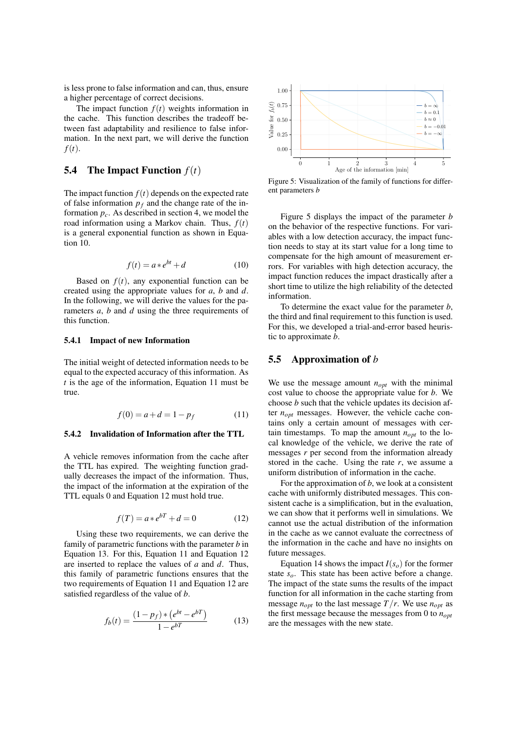is less prone to false information and can, thus, ensure a higher percentage of correct decisions.

The impact function $f(t)$ weights information in the cache. This function describes the tradeoff between fast adaptability and resilience to false information. In the next part, we will derive the function $f(t)$.

## 5.4 The Impact Function $f(t)$

The impact function $f(t)$ depends on the expected rate of false information $p_f$ and the change rate of the information $p_c$. As described in section 4, we model the road information using a Markov chain. Thus, $f(t)$ is a general exponential function as shown in Equation 10.

$$f(t) = a * e^{bt} + d \tag{10}$$

Based on $f(t)$, any exponential function can be created using the appropriate values for $a$, $b$ and $d$. In the following, we will derive the values for the parameters $a$, $b$ and $d$ using the three requirements of this function.

### 5.4.1 Impact of new Information

The initial weight of detected information needs to be equal to the expected accuracy of this information. As $t$ is the age of the information, Equation 11 must be true.

$$f(0) = a + d = 1 - p_f \tag{11}$$

### 5.4.2 Invalidation of Information after the TTL

A vehicle removes information from the cache after the TTL has expired. The weighting function gradually decreases the impact of the information. Thus, the impact of the information at the expiration of the TTL equals 0 and Equation 12 must hold true.

$$f(T) = a * e^{bT} + d = 0 \tag{12}$$

Using these two requirements, we can derive the family of parametric functions with the parameter $b$ in Equation 13. For this, Equation 11 and Equation 12 are inserted to replace the values of $a$ and $d$. Thus, this family of parametric functions ensures that the two requirements of Equation 11 and Equation 12 are satisfied regardless of the value of $b$.

$$f_b(t) = \frac{(1 - p_f) * \left(e^{bt} - e^{bT}\right)}{1 - e^{bT}} \tag{13}$$

Figure 5: Visualization of the family of functions for different parameters $b$

Figure 5 displays the impact of the parameter $b$ on the behavior of the respective functions. For variables with a low detection accuracy, the impact function needs to stay at its start value for a long time to compensate for the high amount of measurement errors. For variables with high detection accuracy, the impact function reduces the impact drastically after a short time to utilize the high reliability of the detected information.

To determine the exact value for the parameter $b$, the third and final requirement to this function is used. For this, we developed a trial-and-error based heuristic to approximate $b$.

## 5.5 Approximation of $b$

We use the message amount $n_{opt}$ with the minimal cost value to choose the appropriate value for $b$. We choose $b$ such that the vehicle updates its decision after $n_{opt}$ messages. However, the vehicle cache contains only a certain amount of messages with certain timestamps. To map the amount $n_{opt}$ to the local knowledge of the vehicle, we derive the rate of messages $r$ per second from the information already stored in the cache. Using the rate $r$, we assume a uniform distribution of information in the cache.

For the approximation of $b$, we look at a consistent cache with uniformly distributed messages. This consistent cache is a simplification, but in the evaluation, we can show that it performs well in simulations. We cannot use the actual distribution of the information in the cache as we cannot evaluate the correctness of the information in the cache and have no insights on future messages.

Equation 14 shows the impact $I(s_o)$ for the former state $s_o$. This state has been active before a change. The impact of the state sums the results of the impact function for all information in the cache starting from message $n_{opt}$ to the last message $T/r$. We use $n_{opt}$ as the first message because the messages from 0 to $n_{opt}$ are the messages with the new state.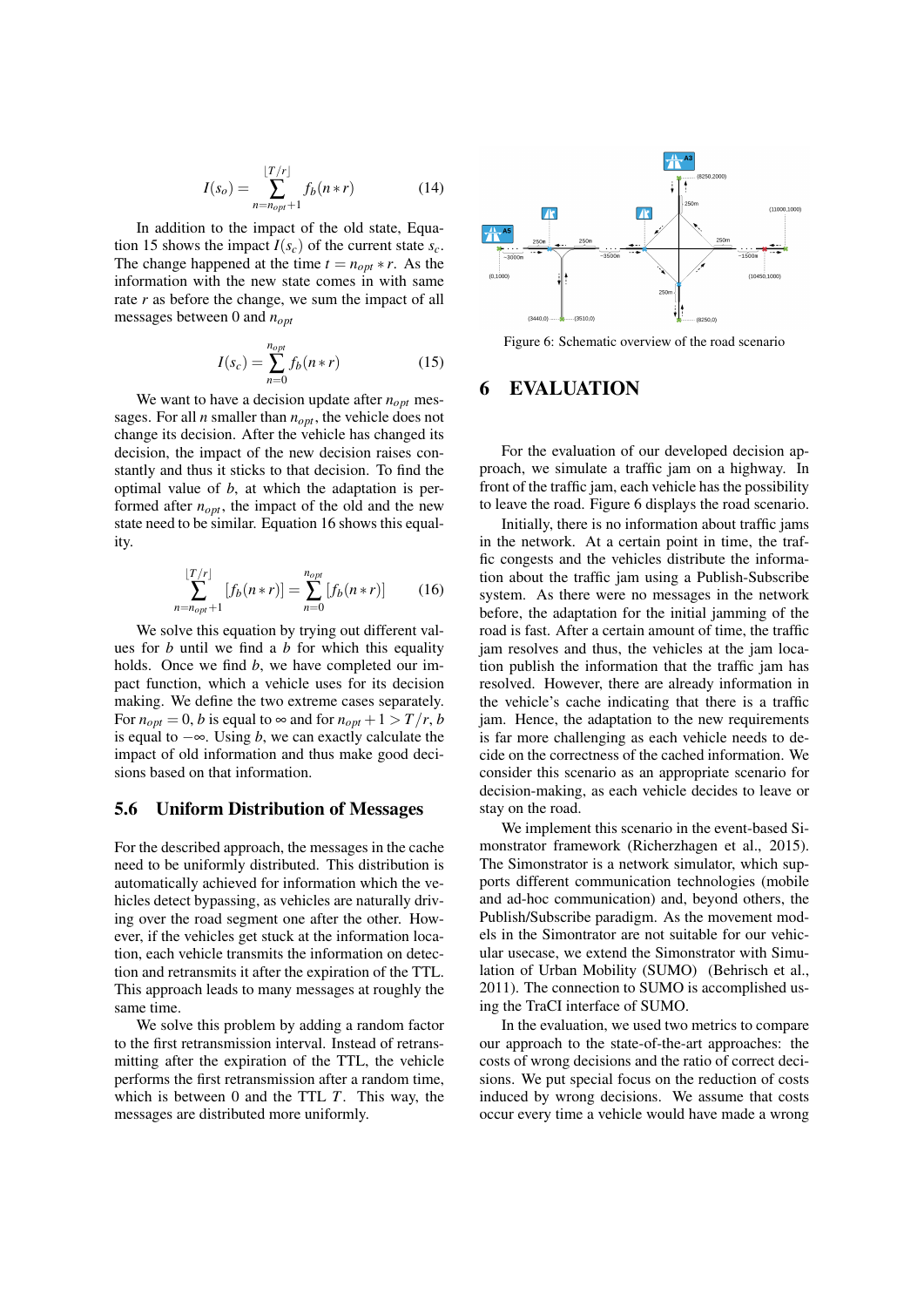$$I(s_o) = \sum_{n=n_{opt}+1}^{\lfloor T/r \rfloor} f_b(n*r) \quad (14)$$

In addition to the impact of the old state, Equation 15 shows the impact $I(s_c)$ of the current state $s_c$. The change happened at the time $t = n_{opt} * r$. As the information with the new state comes in with same rate $r$ as before the change, we sum the impact of all messages between 0 and $n_{opt}$

$$I(s_c) = \sum_{n=0}^{n_{opt}} f_b(n*r) \quad (15)$$

We want to have a decision update after $n_{opt}$ messages. For all $n$ smaller than $n_{opt}$, the vehicle does not change its decision. After the vehicle has changed its decision, the impact of the new decision raises constantly and thus it sticks to that decision. To find the optimal value of $b$, at which the adaptation is performed after $n_{opt}$, the impact of the old and the new state need to be similar. Equation 16 shows this equality.

$$\sum_{n=n_{opt}+1}^{\lfloor T/r \rfloor} [f_b(n*r)] = \sum_{n=0}^{n_{opt}} [f_b(n*r)] \quad (16)$$

We solve this equation by trying out different values for $b$ until we find a $b$ for which this equality holds. Once we find $b$, we have completed our impact function, which a vehicle uses for its decision making. We define the two extreme cases separately. For $n_{opt} = 0$, $b$ is equal to $\infty$ and for $n_{opt} + 1 > T/r$, $b$ is equal to $-\infty$. Using $b$, we can exactly calculate the impact of old information and thus make good decisions based on that information.

### 5.6 Uniform Distribution of Messages

For the described approach, the messages in the cache need to be uniformly distributed. This distribution is automatically achieved for information which the vehicles detect bypassing, as vehicles are naturally driving over the road segment one after the other. However, if the vehicles get stuck at the information location, each vehicle transmits the information on detection and retransmits it after the expiration of the TTL. This approach leads to many messages at roughly the same time.

We solve this problem by adding a random factor to the first retransmission interval. Instead of retransmitting after the expiration of the TTL, the vehicle performs the first retransmission after a random time, which is between 0 and the TTL $T$. This way, the messages are distributed more uniformly.

Figure 6: Schematic overview of the road scenario

## 6 EVALUATION

For the evaluation of our developed decision approach, we simulate a traffic jam on a highway. In front of the traffic jam, each vehicle has the possibility to leave the road. Figure 6 displays the road scenario.

Initially, there is no information about traffic jams in the network. At a certain point in time, the traffic congests and the vehicles distribute the information about the traffic jam using a Publish-Subscribe system. As there were no messages in the network before, the adaptation for the initial jamming of the road is fast. After a certain amount of time, the traffic jam resolves and thus, the vehicles at the jam location publish the information that the traffic jam has resolved. However, there are already information in the vehicle's cache indicating that there is a traffic jam. Hence, the adaptation to the new requirements is far more challenging as each vehicle needs to decide on the correctness of the cached information. We consider this scenario as an appropriate scenario for decision-making, as each vehicle decides to leave or stay on the road.

We implement this scenario in the event-based Simonstrator framework (Richerzhagen et al., 2015). The Simonstrator is a network simulator, which supports different communication technologies (mobile and ad-hoc communication) and, beyond others, the Publish/Subscribe paradigm. As the movement models in the Simontrator are not suitable for our vehicular usecase, we extend the Simonstrator with Simulation of Urban Mobility (SUMO) (Behrisch et al., 2011). The connection to SUMO is accomplished using the TraCI interface of SUMO.

In the evaluation, we used two metrics to compare our approach to the state-of-the-art approaches: the costs of wrong decisions and the ratio of correct decisions. We put special focus on the reduction of costs induced by wrong decisions. We assume that costs occur every time a vehicle would have made a wrong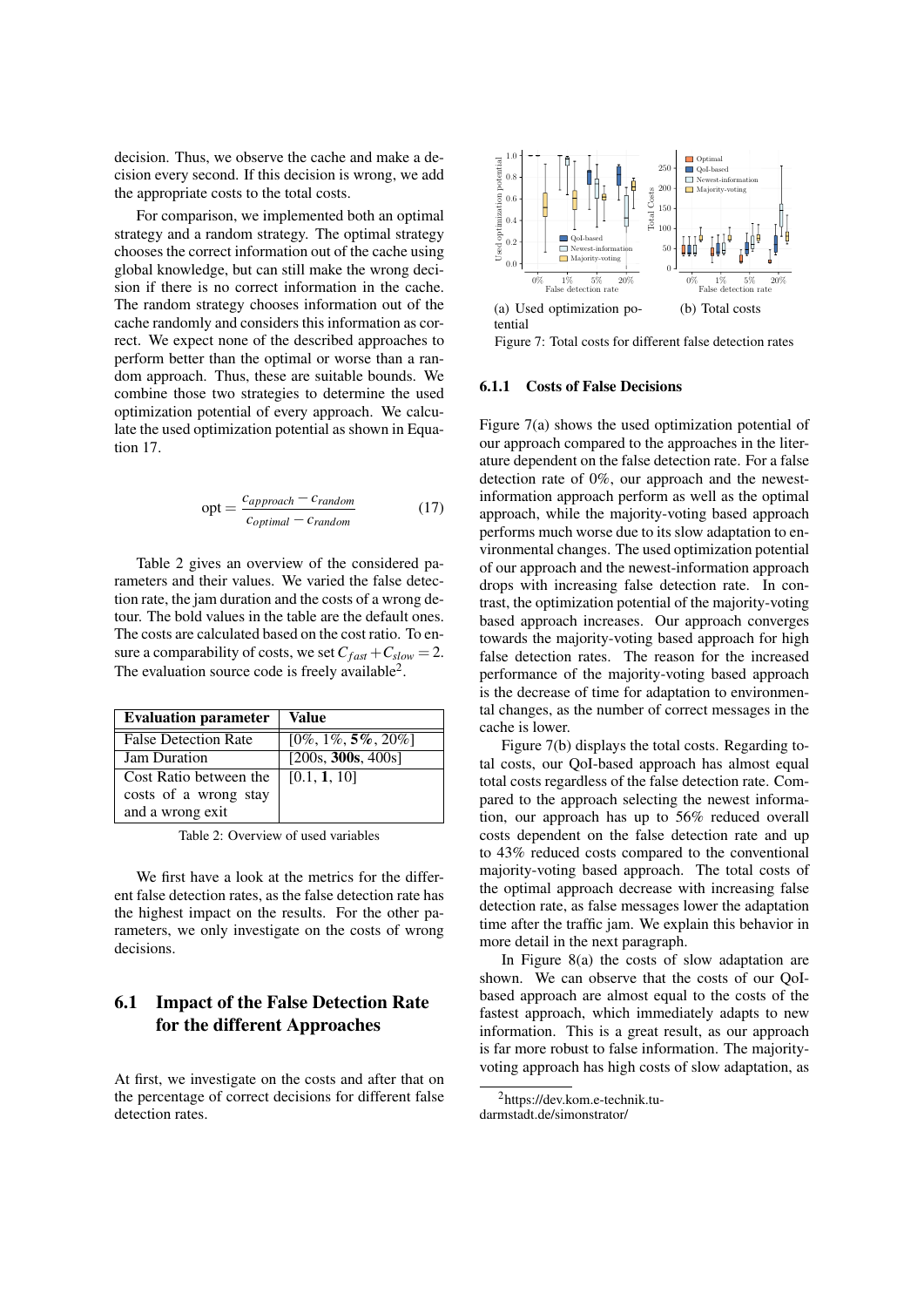decision. Thus, we observe the cache and make a decision every second. If this decision is wrong, we add the appropriate costs to the total costs.

For comparison, we implemented both an optimal strategy and a random strategy. The optimal strategy chooses the correct information out of the cache using global knowledge, but can still make the wrong decision if there is no correct information in the cache. The random strategy chooses information out of the cache randomly and considers this information as correct. We expect none of the described approaches to perform better than the optimal or worse than a random approach. Thus, these are suitable bounds. We combine those two strategies to determine the used optimization potential of every approach. We calculate the used optimization potential as shown in Equation 17.

$$\text{opt} = \frac{c_{approach} - c_{random}}{c_{optimal} - c_{random}} \tag{17}$$

Table 2 gives an overview of the considered parameters and their values. We varied the false detection rate, the jam duration and the costs of a wrong detour. The bold values in the table are the default ones. The costs are calculated based on the cost ratio. To ensure a comparability of costs, we set $C_{fast} + C_{slow} = 2$. The evaluation source code is freely available[2].

| Evaluation parameter | Value |
| --- | --- |
| False Detection Rate | [0%, 1%, **5%**, 20%] |
| Jam Duration | [200s, **300s**, 400s] |
| Cost Ratio between the costs of a wrong stay and a wrong exit | [0.1, **1**, 10] |

Table 2: Overview of used variables

We first have a look at the metrics for the different false detection rates, as the false detection rate has the highest impact on the results. For the other parameters, we only investigate on the costs of wrong decisions.

## 6.1 Impact of the False Detection Rate for the different Approaches

At first, we investigate on the costs and after that on the percentage of correct decisions for different false detection rates.

(a) Used optimization potential

(b) Total costs

Figure 7: Total costs for different false detection rates

### 6.1.1 Costs of False Decisions

Figure 7(a) shows the used optimization potential of our approach compared to the approaches in the literature dependent on the false detection rate. For a false detection rate of 0%, our approach and the newest-information approach perform as well as the optimal approach, while the majority-voting based approach performs much worse due to its slow adaptation to environmental changes. The used optimization potential of our approach and the newest-information approach drops with increasing false detection rate. In contrast, the optimization potential of the majority-voting based approach increases. Our approach converges towards the majority-voting based approach for high false detection rates. The reason for the increased performance of the majority-voting based approach is the decrease of time for adaptation to environmental changes, as the number of correct messages in the cache is lower.

Figure 7(b) displays the total costs. Regarding total costs, our QoI-based approach has almost equal total costs regardless of the false detection rate. Compared to the approach selecting the newest information, our approach has up to 56% reduced overall costs dependent on the false detection rate and up to 43% reduced costs compared to the conventional majority-voting based approach. The total costs of the optimal approach decrease with increasing false detection rate, as false messages lower the adaptation time after the traffic jam. We explain this behavior in more detail in the next paragraph.

In Figure 8(a) the costs of slow adaptation are shown. We can observe that the costs of our QoI-based approach are almost equal to the costs of the fastest approach, which immediately adapts to new information. This is a great result, as our approach is far more robust to false information. The majority-voting approach has high costs of slow adaptation, as

[2] https://dev.kom.e-technik.tu-darmstadt.de/simonstrator/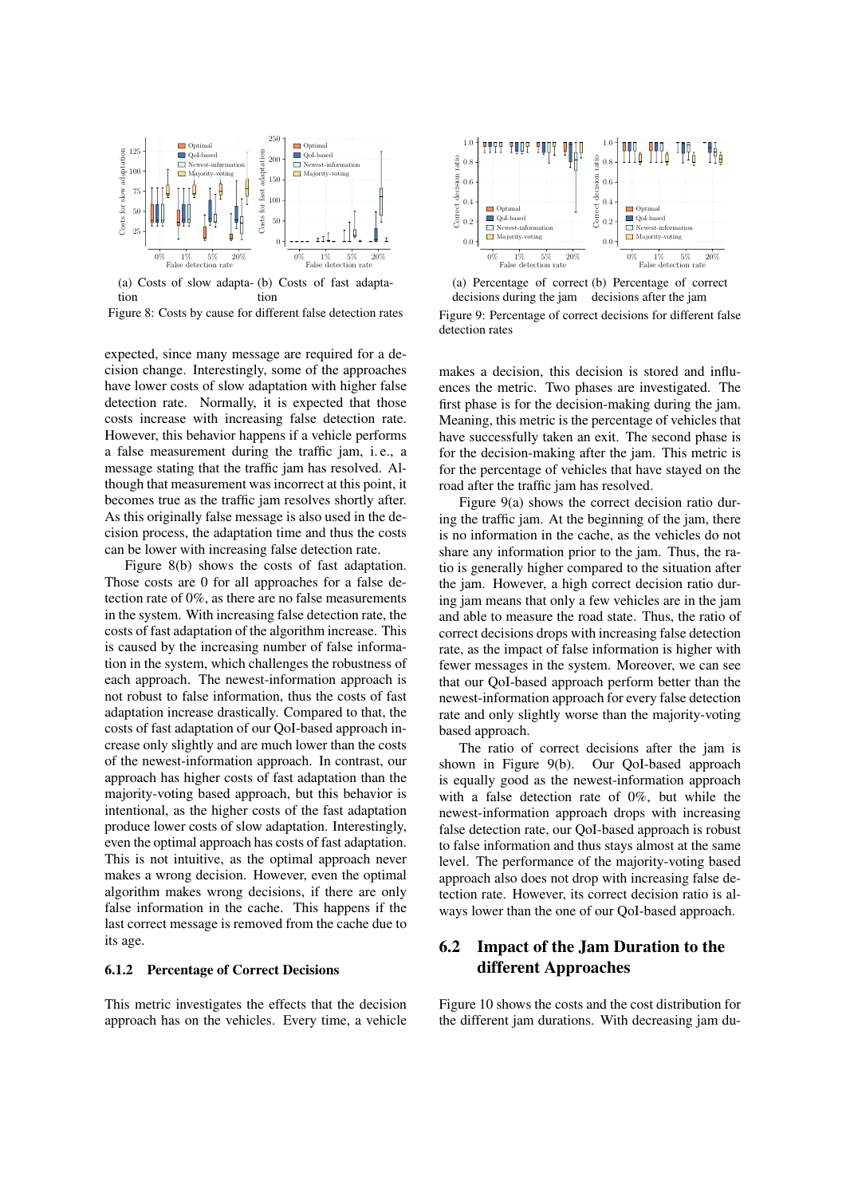(a) Costs of slow adaptation

(b) Costs of fast adaptation

Figure 8: Costs by cause for different false detection rates

expected, since many message are required for a decision change. Interestingly, some of the approaches have lower costs of slow adaptation with higher false detection rate. Normally, it is expected that those costs increase with increasing false detection rate. However, this behavior happens if a vehicle performs a false measurement during the traffic jam, i. e., a message stating that the traffic jam has resolved. Although that measurement was incorrect at this point, it becomes true as the traffic jam resolves shortly after. As this originally false message is also used in the decision process, the adaptation time and thus the costs can be lower with increasing false detection rate.

Figure 8(b) shows the costs of fast adaptation. Those costs are 0 for all approaches for a false detection rate of 0%, as there are no false measurements in the system. With increasing false detection rate, the costs of fast adaptation of the algorithm increase. This is caused by the increasing number of false information in the system, which challenges the robustness of each approach. The newest-information approach is not robust to false information, thus the costs of fast adaptation increase drastically. Compared to that, the costs of fast adaptation of our QoI-based approach increase only slightly and are much lower than the costs of the newest-information approach. In contrast, our approach has higher costs of fast adaptation than the majority-voting based approach, but this behavior is intentional, as the higher costs of the fast adaptation produce lower costs of slow adaptation. Interestingly, even the optimal approach has costs of fast adaptation. This is not intuitive, as the optimal approach never makes a wrong decision. However, even the optimal algorithm makes wrong decisions, if there are only false information in the cache. This happens if the last correct message is removed from the cache due to its age.

### 6.1.2 Percentage of Correct Decisions

This metric investigates the effects that the decision approach has on the vehicles. Every time, a vehicle makes a decision, this decision is stored and influences the metric. Two phases are investigated. The first phase is for the decision-making during the jam. Meaning, this metric is the percentage of vehicles that have successfully taken an exit. The second phase is for the decision-making after the jam. This metric is for the percentage of vehicles that have stayed on the road after the traffic jam has resolved.

Figure 9(a) shows the correct decision ratio during the traffic jam. At the beginning of the jam, there is no information in the cache, as the vehicles do not share any information prior to the jam. Thus, the ratio is generally higher compared to the situation after the jam. However, a high correct decision ratio during jam means that only a few vehicles are in the jam and able to measure the road state. Thus, the ratio of correct decisions drops with increasing false detection rate, as the impact of false information is higher with fewer messages in the system. Moreover, we can see that our QoI-based approach perform better than the newest-information approach for every false detection rate and only slightly worse than the majority-voting based approach.

(a) Percentage of correct decisions during the jam

(b) Percentage of correct decisions after the jam

Figure 9: Percentage of correct decisions for different false detection rates

The ratio of correct decisions after the jam is shown in Figure 9(b). Our QoI-based approach is equally good as the newest-information approach with a false detection rate of 0%, but while the newest-information approach drops with increasing false detection rate, our QoI-based approach is robust to false information and thus stays almost at the same level. The performance of the majority-voting based approach also does not drop with increasing false detection rate. However, its correct decision ratio is always lower than the one of our QoI-based approach.

## 6.2 Impact of the Jam Duration to the different Approaches

Figure 10 shows the costs and the cost distribution for the different jam durations. With decreasing jam du-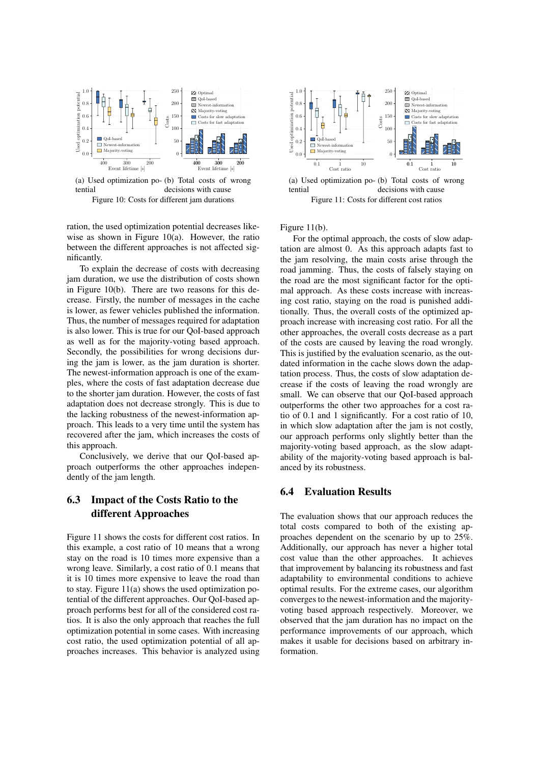(a) Used optimization potential (b) Total costs of wrong decisions with cause

Figure 10: Costs for different jam durations

(a) Used optimization potential (b) Total costs of wrong decisions with cause

Figure 11: Costs for different cost ratios

ration, the used optimization potential decreases likewise as shown in Figure 10(a). However, the ratio between the different approaches is not affected significantly.

To explain the decrease of costs with decreasing jam duration, we use the distribution of costs shown in Figure 10(b). There are two reasons for this decrease. Firstly, the number of messages in the cache is lower, as fewer vehicles published the information. Thus, the number of messages required for adaptation is also lower. This is true for our QoI-based approach as well as for the majority-voting based approach. Secondly, the possibilities for wrong decisions during the jam is lower, as the jam duration is shorter. The newest-information approach is one of the examples, where the costs of fast adaptation decrease due to the shorter jam duration. However, the costs of fast adaptation does not decrease strongly. This is due to the lacking robustness of the newest-information approach. This leads to a very time until the system has recovered after the jam, which increases the costs of this approach.

Conclusively, we derive that our QoI-based approach outperforms the other approaches independently of the jam length.

## 6.3 Impact of the Costs Ratio to the different Approaches

Figure 11 shows the costs for different cost ratios. In this example, a cost ratio of 10 means that a wrong stay on the road is 10 times more expensive than a wrong leave. Similarly, a cost ratio of 0.1 means that it is 10 times more expensive to leave the road than to stay. Figure 11(a) shows the used optimization potential of the different approaches. Our QoI-based approach performs best for all of the considered cost ratios. It is also the only approach that reaches the full optimization potential in some cases. With increasing cost ratio, the used optimization potential of all approaches increases. This behavior is analyzed using Figure 11(b).

For the optimal approach, the costs of slow adaptation are almost 0. As this approach adapts fast to the jam resolving, the main costs arise through the road jamming. Thus, the costs of falsely staying on the road are the most significant factor for the optimal approach. As these costs increase with increasing cost ratio, staying on the road is punished additionally. Thus, the overall costs of the optimized approach increase with increasing cost ratio. For all the other approaches, the overall costs decrease as a part of the costs are caused by leaving the road wrongly. This is justified by the evaluation scenario, as the outdated information in the cache slows down the adaptation process. Thus, the costs of slow adaptation decrease if the costs of leaving the road wrongly are small. We can observe that our QoI-based approach outperforms the other two approaches for a cost ratio of 0.1 and 1 significantly. For a cost ratio of 10, in which slow adaptation after the jam is not costly, our approach performs only slightly better than the majority-voting based approach, as the slow adaptability of the majority-voting based approach is balanced by its robustness.

## 6.4 Evaluation Results

The evaluation shows that our approach reduces the total costs compared to both of the existing approaches dependent on the scenario by up to 25%. Additionally, our approach has never a higher total cost value than the other approaches. It achieves that improvement by balancing its robustness and fast adaptability to environmental conditions to achieve optimal results. For the extreme cases, our algorithm converges to the newest-information and the majority-voting based approach respectively. Moreover, we observed that the jam duration has no impact on the performance improvements of our approach, which makes it usable for decisions based on arbitrary information.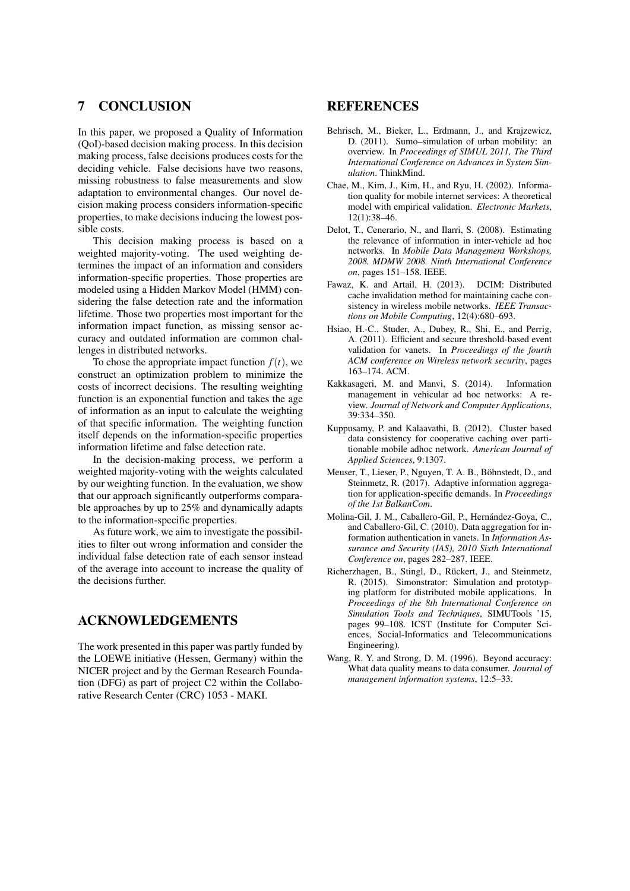## 7 CONCLUSION

In this paper, we proposed a Quality of Information (QoI)-based decision making process. In this decision making process, false decisions produces costs for the deciding vehicle. False decisions have two reasons, missing robustness to false measurements and slow adaptation to environmental changes. Our novel decision making process considers information-specific properties, to make decisions inducing the lowest possible costs.

This decision making process is based on a weighted majority-voting. The used weighting determines the impact of an information and considers information-specific properties. Those properties are modeled using a Hidden Markov Model (HMM) considering the false detection rate and the information lifetime. Those two properties most important for the information impact function, as missing sensor accuracy and outdated information are common challenges in distributed networks.

To chose the appropriate impact function $f(t)$, we construct an optimization problem to minimize the costs of incorrect decisions. The resulting weighting function is an exponential function and takes the age of information as an input to calculate the weighting of that specific information. The weighting function itself depends on the information-specific properties information lifetime and false detection rate.

In the decision-making process, we perform a weighted majority-voting with the weights calculated by our weighting function. In the evaluation, we show that our approach significantly outperforms comparable approaches by up to 25% and dynamically adapts to the information-specific properties.

As future work, we aim to investigate the possibilities to filter out wrong information and consider the individual false detection rate of each sensor instead of the average into account to increase the quality of the decisions further.

## ACKNOWLEDGEMENTS

The work presented in this paper was partly funded by the LOEWE initiative (Hessen, Germany) within the NICER project and by the German Research Foundation (DFG) as part of project C2 within the Collaborative Research Center (CRC) 1053 - MAKI.

## REFERENCES

Behrisch, M., Bieker, L., Erdmann, J., and Krajzewicz, D. (2011). Sumo–simulation of urban mobility: an overview. In *Proceedings of SIMUL 2011, The Third International Conference on Advances in System Simulation*. ThinkMind.

Chae, M., Kim, J., Kim, H., and Ryu, H. (2002). Information quality for mobile internet services: A theoretical model with empirical validation. *Electronic Markets*, 12(1):38–46.

Delot, T., Cenerario, N., and Ilarri, S. (2008). Estimating the relevance of information in inter-vehicle ad hoc networks. In *Mobile Data Management Workshops, 2008. MDMW 2008. Ninth International Conference on*, pages 151–158. IEEE.

Fawaz, K. and Artail, H. (2013). DCIM: Distributed cache invalidation method for maintaining cache consistency in wireless mobile networks. *IEEE Transactions on Mobile Computing*, 12(4):680–693.

Hsiao, H.-C., Studer, A., Dubey, R., Shi, E., and Perrig, A. (2011). Efficient and secure threshold-based event validation for vanets. In *Proceedings of the fourth ACM conference on Wireless network security*, pages 163–174. ACM.

Kakkasageri, M. and Manvi, S. (2014). Information management in vehicular ad hoc networks: A review. *Journal of Network and Computer Applications*, 39:334–350.

Kuppusamy, P. and Kalaavathi, B. (2012). Cluster based data consistency for cooperative caching over partitionable mobile adhoc network. *American Journal of Applied Sciences*, 9:1307.

Meuser, T., Lieser, P., Nguyen, T. A. B., Böhnstedt, D., and Steinmetz, R. (2017). Adaptive information aggregation for application-specific demands. In *Proceedings of the 1st BalkanCom*.

Molina-Gil, J. M., Caballero-Gil, P., Hernández-Goya, C., and Caballero-Gil, C. (2010). Data aggregation for information authentication in vanets. In *Information Assurance and Security (IAS), 2010 Sixth International Conference on*, pages 282–287. IEEE.

Richerzhagen, B., Stingl, D., Rückert, J., and Steinmetz, R. (2015). Simonstrator: Simulation and prototyping platform for distributed mobile applications. In *Proceedings of the 8th International Conference on Simulation Tools and Techniques*, SIMUTools '15, pages 99–108. ICST (Institute for Computer Sciences, Social-Informatics and Telecommunications Engineering).

Wang, R. Y. and Strong, D. M. (1996). Beyond accuracy: What data quality means to data consumer. *Journal of management information systems*, 12:5–33.